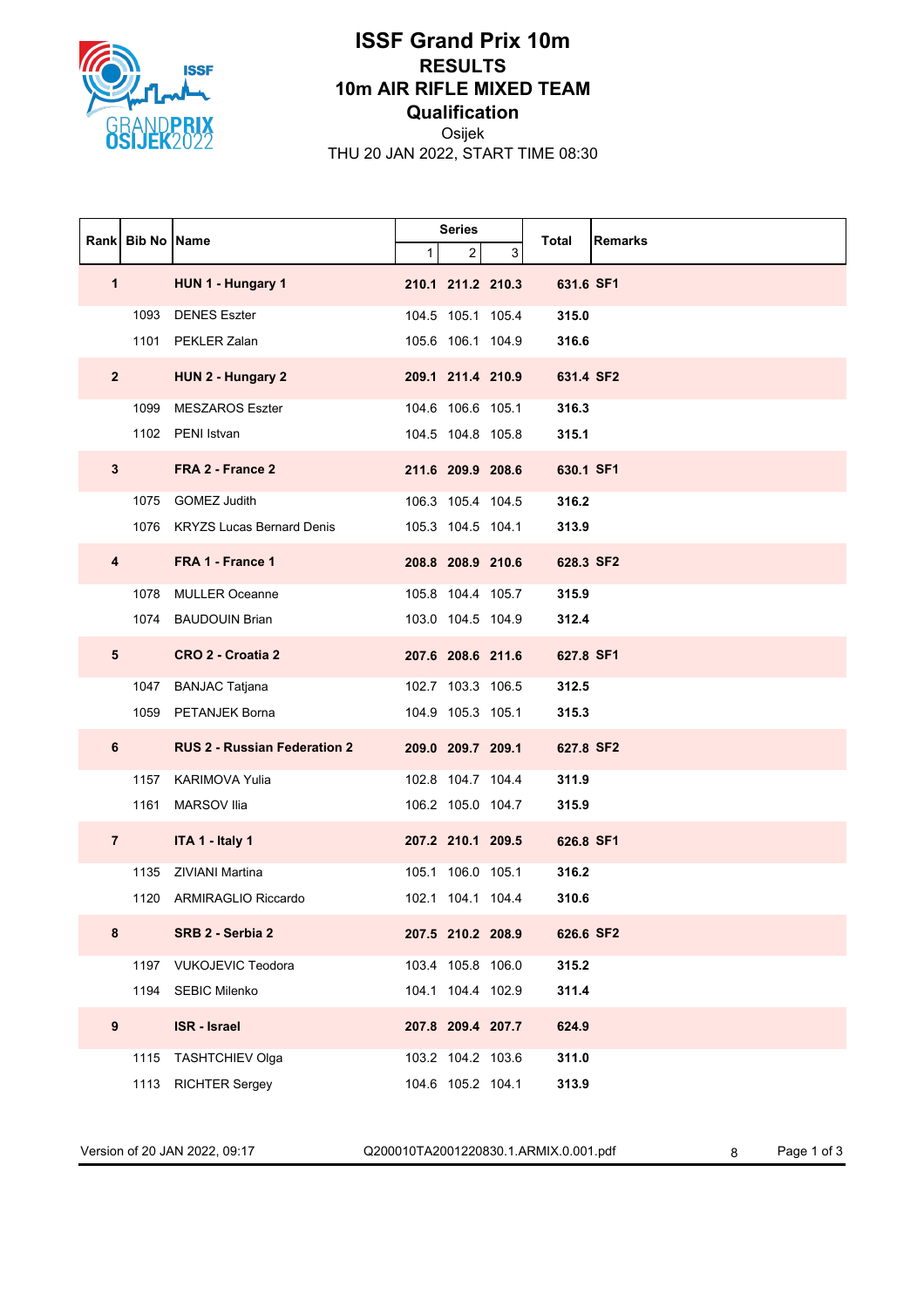# ISSF Grand Prix 10m

## RESULTS

## 10m AIR RIFLE MIXED TEAM

## Qualification

Osijek

THU 20 JAN 2022, START TIME 08:30

| Rank | Bib No | Name | Series 1 | Series 2 | Series 3 | Total | Remarks |
|---|---|---|---|---|---|---|---|
| **1** | | **HUN 1 - Hungary 1** | **210.1** | **211.2** | **210.3** | **631.6** | **SF1** |
| | 1093 | DENES Eszter | 104.5 | 105.1 | 105.4 | **315.0** | |
| | 1101 | PEKLER Zalan | 105.6 | 106.1 | 104.9 | **316.6** | |
| **2** | | **HUN 2 - Hungary 2** | **209.1** | **211.4** | **210.9** | **631.4** | **SF2** |
| | 1099 | MESZAROS Eszter | 104.6 | 106.6 | 105.1 | **316.3** | |
| | 1102 | PENI Istvan | 104.5 | 104.8 | 105.8 | **315.1** | |
| **3** | | **FRA 2 - France 2** | **211.6** | **209.9** | **208.6** | **630.1** | **SF1** |
| | 1075 | GOMEZ Judith | 106.3 | 105.4 | 104.5 | **316.2** | |
| | 1076 | KRYZS Lucas Bernard Denis | 105.3 | 104.5 | 104.1 | **313.9** | |
| **4** | | **FRA 1 - France 1** | **208.8** | **208.9** | **210.6** | **628.3** | **SF2** |
| | 1078 | MULLER Oceanne | 105.8 | 104.4 | 105.7 | **315.9** | |
| | 1074 | BAUDOUIN Brian | 103.0 | 104.5 | 104.9 | **312.4** | |
| **5** | | **CRO 2 - Croatia 2** | **207.6** | **208.6** | **211.6** | **627.8** | **SF1** |
| | 1047 | BANJAC Tatjana | 102.7 | 103.3 | 106.5 | **312.5** | |
| | 1059 | PETANJEK Borna | 104.9 | 105.3 | 105.1 | **315.3** | |
| **6** | | **RUS 2 - Russian Federation 2** | **209.0** | **209.7** | **209.1** | **627.8** | **SF2** |
| | 1157 | KARIMOVA Yulia | 102.8 | 104.7 | 104.4 | **311.9** | |
| | 1161 | MARSOV Ilia | 106.2 | 105.0 | 104.7 | **315.9** | |
| **7** | | **ITA 1 - Italy 1** | **207.2** | **210.1** | **209.5** | **626.8** | **SF1** |
| | 1135 | ZIVIANI Martina | 105.1 | 106.0 | 105.1 | **316.2** | |
| | 1120 | ARMIRAGLIO Riccardo | 102.1 | 104.1 | 104.4 | **310.6** | |
| **8** | | **SRB 2 - Serbia 2** | **207.5** | **210.2** | **208.9** | **626.6** | **SF2** |
| | 1197 | VUKOJEVIC Teodora | 103.4 | 105.8 | 106.0 | **315.2** | |
| | 1194 | SEBIC Milenko | 104.1 | 104.4 | 102.9 | **311.4** | |
| **9** | | **ISR - Israel** | **207.8** | **209.4** | **207.7** | **624.9** | |
| | 1115 | TASHTCHIEV Olga | 103.2 | 104.2 | 103.6 | **311.0** | |
| | 1113 | RICHTER Sergey | 104.6 | 105.2 | 104.1 | **313.9** | |

Version of 20 JAN 2022, 09:17 Q200010TA2001220830.1.ARMIX.0.001.pdf 8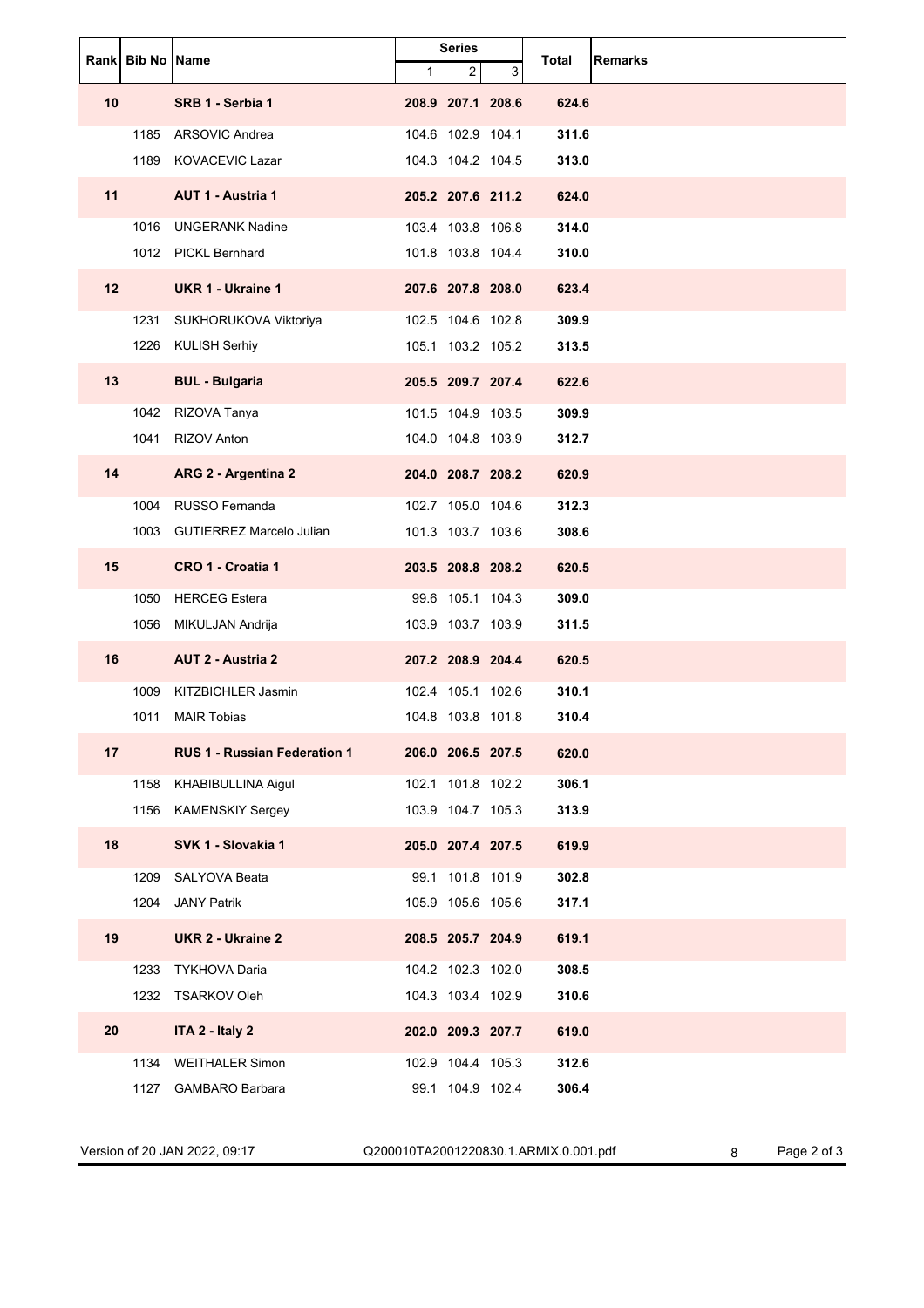| Rank | Bib No | Name | Series | | | Total | Remarks |
|---|---|---|---|---|---|---|---|
| | | | 1 | 2 | 3 | | |
| **10** | | **SRB 1 - Serbia 1** | **208.9** | **207.1** | **208.6** | **624.6** | |
| | 1185 | ARSOVIC Andrea | 104.6 | 102.9 | 104.1 | **311.6** | |
| | 1189 | KOVACEVIC Lazar | 104.3 | 104.2 | 104.5 | **313.0** | |
| **11** | | **AUT 1 - Austria 1** | **205.2** | **207.6** | **211.2** | **624.0** | |
| | 1016 | UNGERANK Nadine | 103.4 | 103.8 | 106.8 | **314.0** | |
| | 1012 | PICKL Bernhard | 101.8 | 103.8 | 104.4 | **310.0** | |
| **12** | | **UKR 1 - Ukraine 1** | **207.6** | **207.8** | **208.0** | **623.4** | |
| | 1231 | SUKHORUKOVA Viktoriya | 102.5 | 104.6 | 102.8 | **309.9** | |
| | 1226 | KULISH Serhiy | 105.1 | 103.2 | 105.2 | **313.5** | |
| **13** | | **BUL - Bulgaria** | **205.5** | **209.7** | **207.4** | **622.6** | |
| | 1042 | RIZOVA Tanya | 101.5 | 104.9 | 103.5 | **309.9** | |
| | 1041 | RIZOV Anton | 104.0 | 104.8 | 103.9 | **312.7** | |
| **14** | | **ARG 2 - Argentina 2** | **204.0** | **208.7** | **208.2** | **620.9** | |
| | 1004 | RUSSO Fernanda | 102.7 | 105.0 | 104.6 | **312.3** | |
| | 1003 | GUTIERREZ Marcelo Julian | 101.3 | 103.7 | 103.6 | **308.6** | |
| **15** | | **CRO 1 - Croatia 1** | **203.5** | **208.8** | **208.2** | **620.5** | |
| | 1050 | HERCEG Estera | 99.6 | 105.1 | 104.3 | **309.0** | |
| | 1056 | MIKULJAN Andrija | 103.9 | 103.7 | 103.9 | **311.5** | |
| **16** | | **AUT 2 - Austria 2** | **207.2** | **208.9** | **204.4** | **620.5** | |
| | 1009 | KITZBICHLER Jasmin | 102.4 | 105.1 | 102.6 | **310.1** | |
| | 1011 | MAIR Tobias | 104.8 | 103.8 | 101.8 | **310.4** | |
| **17** | | **RUS 1 - Russian Federation 1** | **206.0** | **206.5** | **207.5** | **620.0** | |
| | 1158 | KHABIBULLINA Aigul | 102.1 | 101.8 | 102.2 | **306.1** | |
| | 1156 | KAMENSKIY Sergey | 103.9 | 104.7 | 105.3 | **313.9** | |
| **18** | | **SVK 1 - Slovakia 1** | **205.0** | **207.4** | **207.5** | **619.9** | |
| | 1209 | SALYOVA Beata | 99.1 | 101.8 | 101.9 | **302.8** | |
| | 1204 | JANY Patrik | 105.9 | 105.6 | 105.6 | **317.1** | |
| **19** | | **UKR 2 - Ukraine 2** | **208.5** | **205.7** | **204.9** | **619.1** | |
| | 1233 | TYKHOVA Daria | 104.2 | 102.3 | 102.0 | **308.5** | |
| | 1232 | TSARKOV Oleh | 104.3 | 103.4 | 102.9 | **310.6** | |
| **20** | | **ITA 2 - Italy 2** | **202.0** | **209.3** | **207.7** | **619.0** | |
| | 1134 | WEITHALER Simon | 102.9 | 104.4 | 105.3 | **312.6** | |
| | 1127 | GAMBARO Barbara | 99.1 | 104.9 | 102.4 | **306.4** | |

Version of 20 JAN 2022, 09:17 Q200010TA2001220830.1.ARMIX.0.001.pdf 8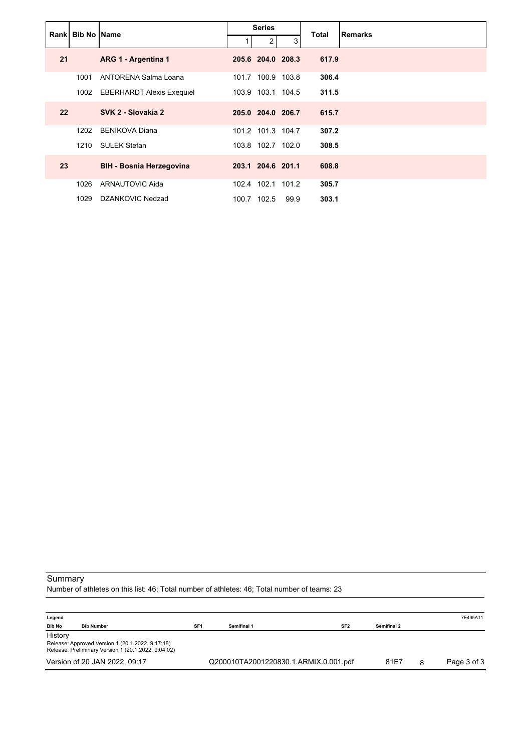| Rank | Bib No | Name | Series 1 | Series 2 | Series 3 | Total | Remarks |
|---|---|---|---|---|---|---|---|
| **21** | | **ARG 1 - Argentina 1** | **205.6** | **204.0** | **208.3** | **617.9** | |
| | 1001 | ANTORENA Salma Loana | 101.7 | 100.9 | 103.8 | **306.4** | |
| | 1002 | EBERHARDT Alexis Exequiel | 103.9 | 103.1 | 104.5 | **311.5** | |
| **22** | | **SVK 2 - Slovakia 2** | **205.0** | **204.0** | **206.7** | **615.7** | |
| | 1202 | BENIKOVA Diana | 101.2 | 101.3 | 104.7 | **307.2** | |
| | 1210 | SULEK Stefan | 103.8 | 102.7 | 102.0 | **308.5** | |
| **23** | | **BIH - Bosnia Herzegovina** | **203.1** | **204.6** | **201.1** | **608.8** | |
| | 1026 | ARNAUTOVIC Aida | 102.4 | 102.1 | 101.2 | **305.7** | |
| | 1029 | DZANKOVIC Nedzad | 100.7 | 102.5 | 99.9 | **303.1** | |

Summary

Number of athletes on this list: 46; Total number of athletes: 46; Total number of teams: 23

**Legend**

| | | | | | |
|---|---|---|---|---|---|
| **Bib No** | **Bib Number** | **SF1** | **Semifinal 1** | **SF2** | **Semifinal 2** |

History

Release: Approved Version 1 (20.1.2022. 9:17:18)
Release: Preliminary Version 1 (20.1.2022. 9:04:02)

Version of 20 JAN 2022, 09:17 — Q200010TA2001220830.1.ARMIX.0.001.pdf — 81E7 — 8